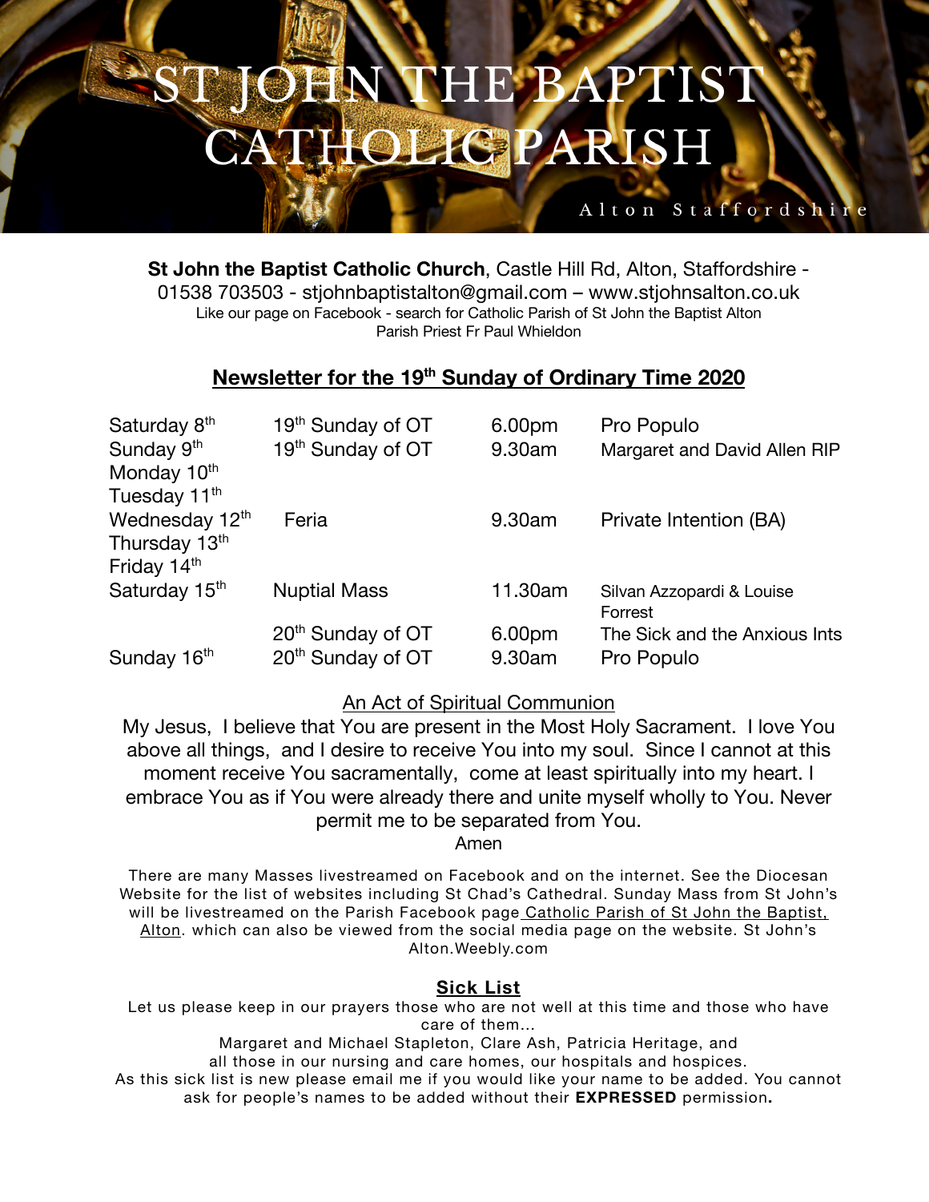# ST JOHN THE BAPTIST CATHOLIC PARISH

Alton Staffordshire

**St John the Baptist Catholic Church**, Castle Hill Rd, Alton, Staffordshire - 01538 703503 - stjohnbaptistalton@gmail.com – www.stjohnsalton.co.uk
Like our page on Facebook - search for Catholic Parish of St John the Baptist Alton
Parish Priest Fr Paul Whieldon

## Newsletter for the 19th Sunday of Ordinary Time 2020

| | | | |
|---|---|---|---|
| Saturday 8th | 19th Sunday of OT | 6.00pm | Pro Populo |
| Sunday 9th | 19th Sunday of OT | 9.30am | Margaret and David Allen RIP |
| Monday 10th | | | |
| Tuesday 11th | | | |
| Wednesday 12th | Feria | 9.30am | Private Intention (BA) |
| Thursday 13th | | | |
| Friday 14th | | | |
| Saturday 15th | Nuptial Mass | 11.30am | Silvan Azzopardi & Louise Forrest |
| | 20th Sunday of OT | 6.00pm | The Sick and the Anxious Ints |
| Sunday 16th | 20th Sunday of OT | 9.30am | Pro Populo |

### An Act of Spiritual Communion

My Jesus, I believe that You are present in the Most Holy Sacrament. I love You above all things, and I desire to receive You into my soul. Since I cannot at this moment receive You sacramentally, come at least spiritually into my heart. I embrace You as if You were already there and unite myself wholly to You. Never permit me to be separated from You.
Amen

There are many Masses livestreamed on Facebook and on the internet. See the Diocesan Website for the list of websites including St Chad's Cathedral. Sunday Mass from St John's will be livestreamed on the Parish Facebook page Catholic Parish of St John the Baptist, Alton. which can also be viewed from the social media page on the website. St John's Alton.Weebly.com

### Sick List

Let us please keep in our prayers those who are not well at this time and those who have care of them...
Margaret and Michael Stapleton, Clare Ash, Patricia Heritage, and all those in our nursing and care homes, our hospitals and hospices.
As this sick list is new please email me if you would like your name to be added. You cannot ask for people's names to be added without their **EXPRESSED** permission**.**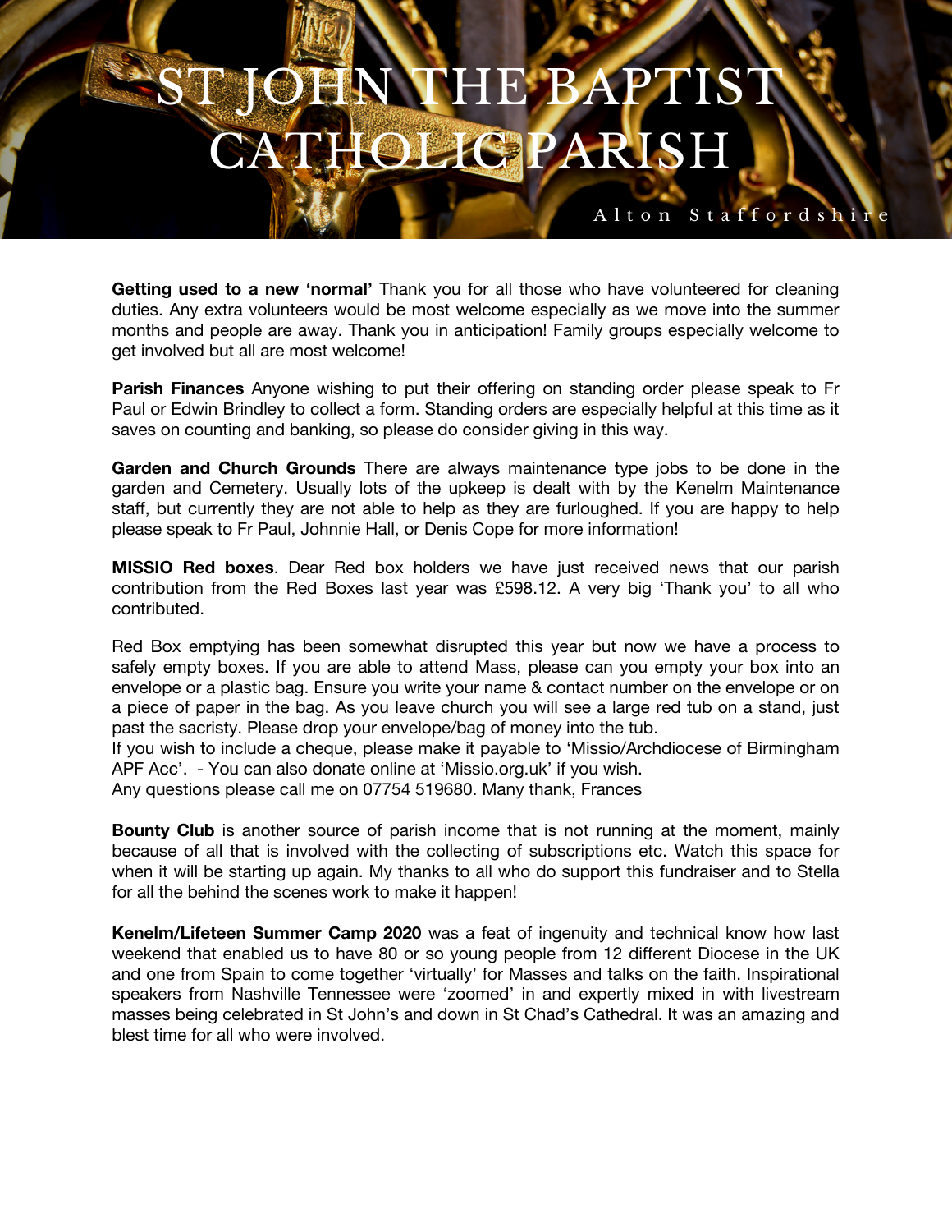# ST JOHN THE BAPTIST CATHOLIC PARISH

Alton Staffordshire

**Getting used to a new 'normal'** Thank you for all those who have volunteered for cleaning duties. Any extra volunteers would be most welcome especially as we move into the summer months and people are away. Thank you in anticipation! Family groups especially welcome to get involved but all are most welcome!

**Parish Finances** Anyone wishing to put their offering on standing order please speak to Fr Paul or Edwin Brindley to collect a form. Standing orders are especially helpful at this time as it saves on counting and banking, so please do consider giving in this way.

**Garden and Church Grounds** There are always maintenance type jobs to be done in the garden and Cemetery. Usually lots of the upkeep is dealt with by the Kenelm Maintenance staff, but currently they are not able to help as they are furloughed. If you are happy to help please speak to Fr Paul, Johnnie Hall, or Denis Cope for more information!

**MISSIO Red boxes**. Dear Red box holders we have just received news that our parish contribution from the Red Boxes last year was £598.12. A very big 'Thank you' to all who contributed.

Red Box emptying has been somewhat disrupted this year but now we have a process to safely empty boxes. If you are able to attend Mass, please can you empty your box into an envelope or a plastic bag. Ensure you write your name & contact number on the envelope or on a piece of paper in the bag. As you leave church you will see a large red tub on a stand, just past the sacristy. Please drop your envelope/bag of money into the tub.
If you wish to include a cheque, please make it payable to 'Missio/Archdiocese of Birmingham APF Acc'. - You can also donate online at 'Missio.org.uk' if you wish.
Any questions please call me on 07754 519680. Many thank, Frances

**Bounty Club** is another source of parish income that is not running at the moment, mainly because of all that is involved with the collecting of subscriptions etc. Watch this space for when it will be starting up again. My thanks to all who do support this fundraiser and to Stella for all the behind the scenes work to make it happen!

**Kenelm/Lifeteen Summer Camp 2020** was a feat of ingenuity and technical know how last weekend that enabled us to have 80 or so young people from 12 different Diocese in the UK and one from Spain to come together 'virtually' for Masses and talks on the faith. Inspirational speakers from Nashville Tennessee were 'zoomed' in and expertly mixed in with livestream masses being celebrated in St John's and down in St Chad's Cathedral. It was an amazing and blest time for all who were involved.